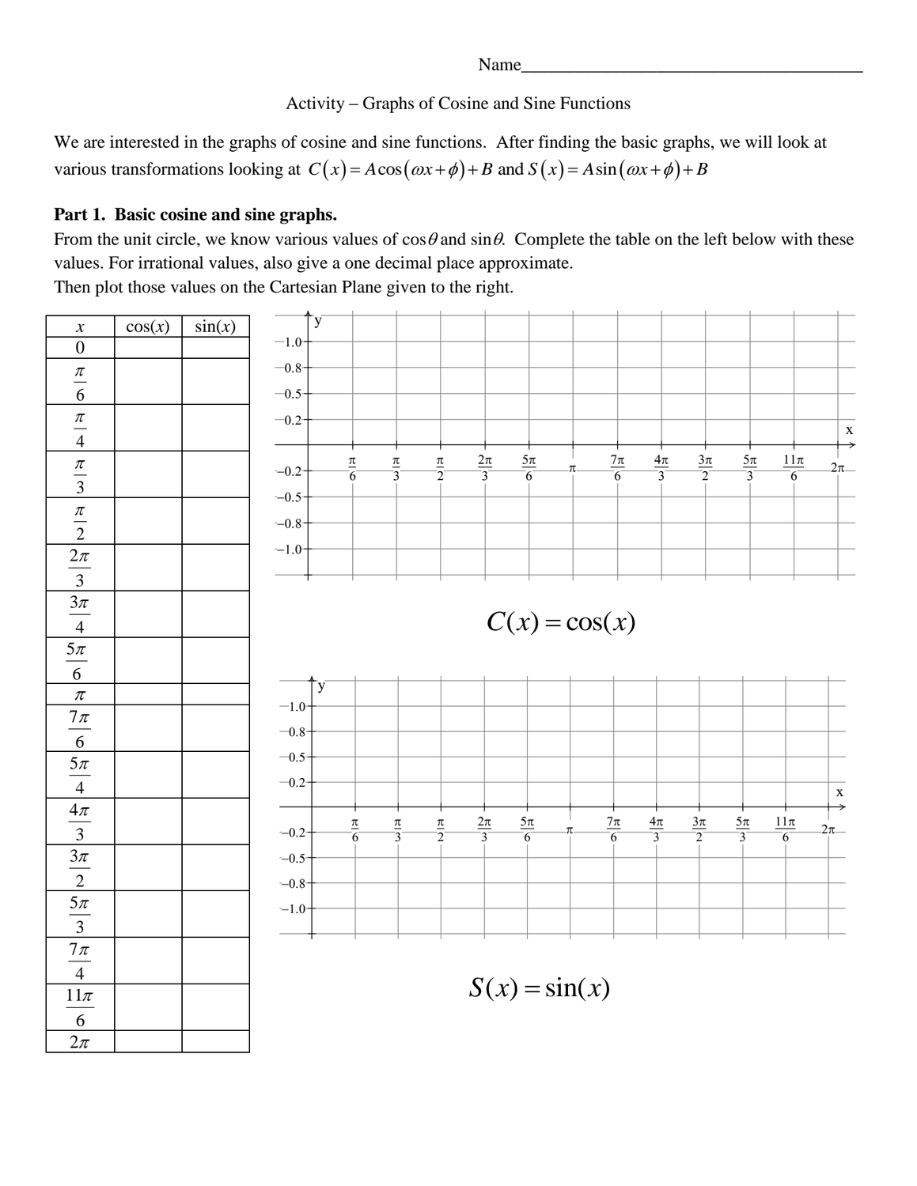Name_______________________________________

Activity – Graphs of Cosine and Sine Functions

We are interested in the graphs of cosine and sine functions. After finding the basic graphs, we will look at various transformations looking at $C(x) = A\cos(\omega x + \phi) + B$ and $S(x) = A\sin(\omega x + \phi) + B$

**Part 1. Basic cosine and sine graphs.**

From the unit circle, we know various values of $\cos\theta$ and $\sin\theta$. Complete the table on the left below with these values. For irrational values, also give a one decimal place approximate.
Then plot those values on the Cartesian Plane given to the right.

| $x$ | $\cos(x)$ | $\sin(x)$ |
|---|---|---|
| $0$ | | |
| $\frac{\pi}{6}$ | | |
| $\frac{\pi}{4}$ | | |
| $\frac{\pi}{3}$ | | |
| $\frac{\pi}{2}$ | | |
| $\frac{2\pi}{3}$ | | |
| $\frac{3\pi}{4}$ | | |
| $\frac{5\pi}{6}$ | | |
| $\pi$ | | |
| $\frac{7\pi}{6}$ | | |
| $\frac{5\pi}{4}$ | | |
| $\frac{4\pi}{3}$ | | |
| $\frac{3\pi}{2}$ | | |
| $\frac{5\pi}{3}$ | | |
| $\frac{7\pi}{4}$ | | |
| $\frac{11\pi}{6}$ | | |
| $2\pi$ | | |

$C(x) = \cos(x)$

$S(x) = \sin(x)$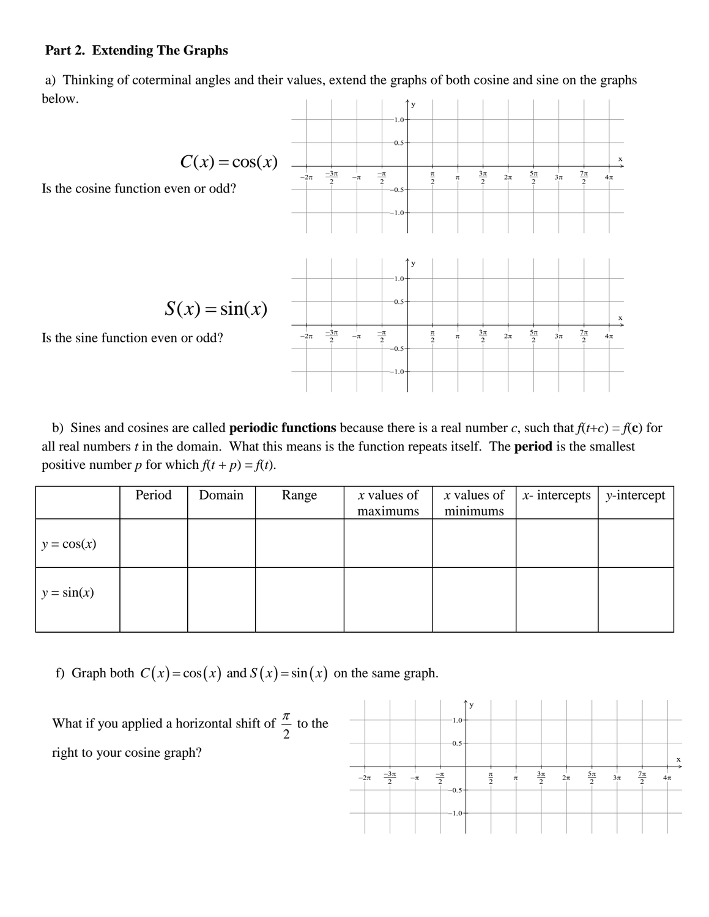**Part 2. Extending The Graphs**

a) Thinking of coterminal angles and their values, extend the graphs of both cosine and sine on the graphs below.

$$C(x) = \cos(x)$$

Is the cosine function even or odd?

$$S(x) = \sin(x)$$

Is the sine function even or odd?

b) Sines and cosines are called **periodic functions** because there is a real number $c$, such that $f(t+c) = f(\mathbf{c})$ for all real numbers $t$ in the domain. What this means is the function repeats itself. The **period** is the smallest positive number $p$ for which $f(t+p) = f(t)$.

| | Period | Domain | Range | $x$ values of maximums | $x$ values of minimums | $x$- intercepts | $y$-intercept |
|---|---|---|---|---|---|---|---|
| $y = \cos(x)$ | | | | | | | |
| $y = \sin(x)$ | | | | | | | |

f) Graph both $C(x) = \cos(x)$ and $S(x) = \sin(x)$ on the same graph.

What if you applied a horizontal shift of $\frac{\pi}{2}$ to the right to your cosine graph?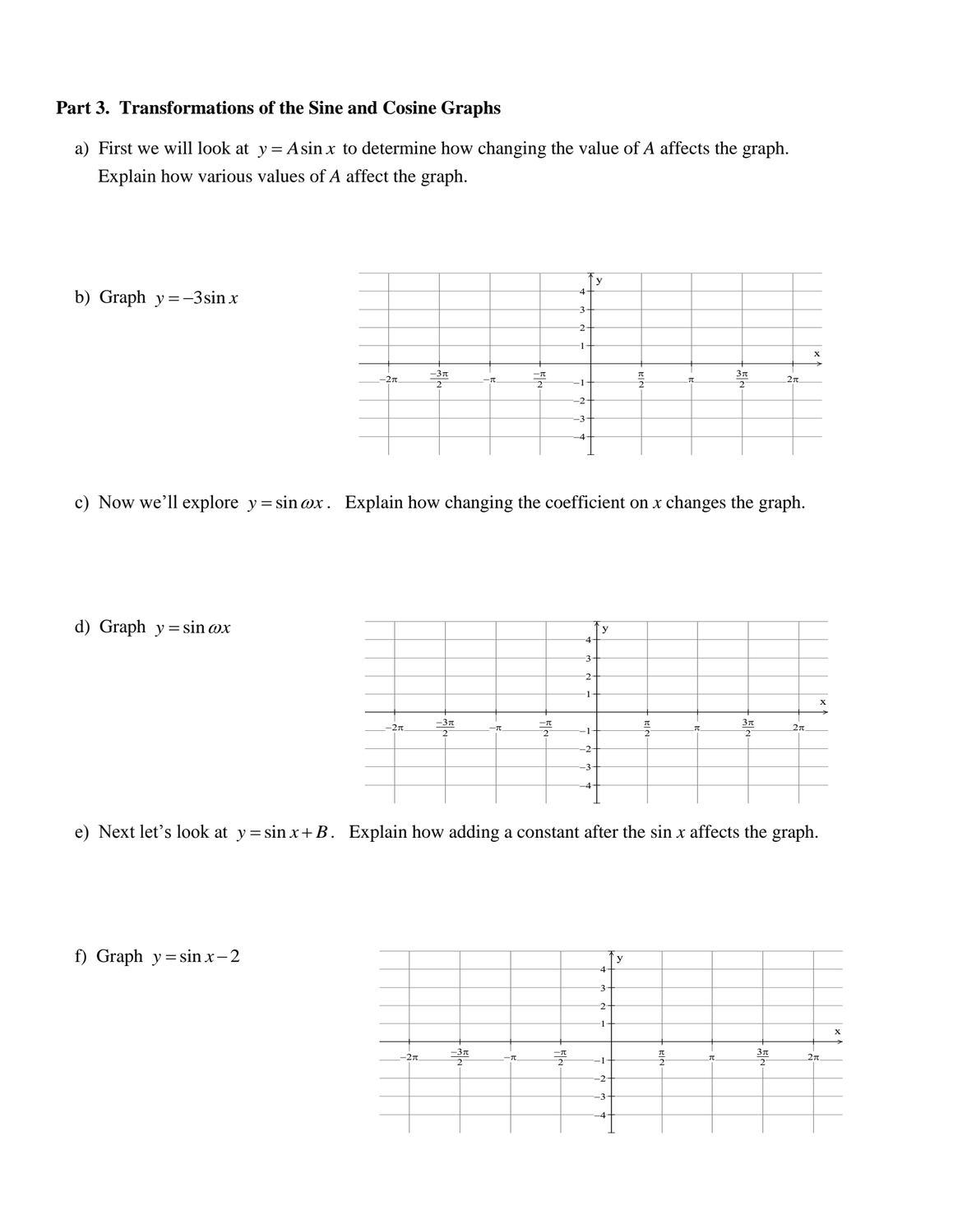**Part 3. Transformations of the Sine and Cosine Graphs**

a) First we will look at $y = A\sin x$ to determine how changing the value of $A$ affects the graph. Explain how various values of $A$ affect the graph.

b) Graph $y = -3\sin x$

c) Now we'll explore $y = \sin \omega x$. Explain how changing the coefficient on $x$ changes the graph.

d) Graph $y = \sin \omega x$

e) Next let's look at $y = \sin x + B$. Explain how adding a constant after the $\sin x$ affects the graph.

f) Graph $y = \sin x - 2$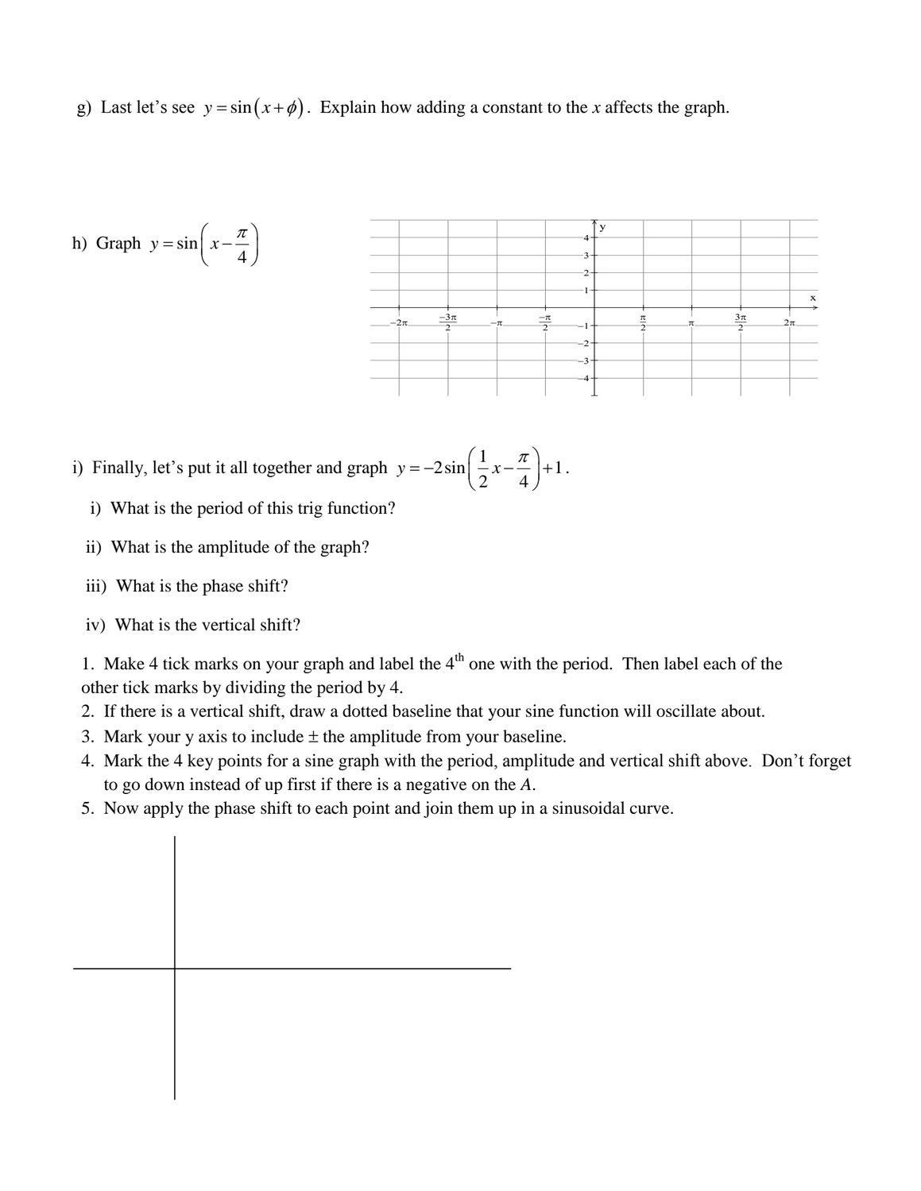g) Last let's see $y = \sin(x + \phi)$. Explain how adding a constant to the $x$ affects the graph.

h) Graph $y = \sin\left(x - \frac{\pi}{4}\right)$

i) Finally, let's put it all together and graph $y = -2\sin\left(\frac{1}{2}x - \frac{\pi}{4}\right) + 1$.

i) What is the period of this trig function?

ii) What is the amplitude of the graph?

iii) What is the phase shift?

iv) What is the vertical shift?

1. Make 4 tick marks on your graph and label the 4th one with the period. Then label each of the other tick marks by dividing the period by 4.
2. If there is a vertical shift, draw a dotted baseline that your sine function will oscillate about.
3. Mark your y axis to include ± the amplitude from your baseline.
4. Mark the 4 key points for a sine graph with the period, amplitude and vertical shift above. Don't forget to go down instead of up first if there is a negative on the *A*.
5. Now apply the phase shift to each point and join them up in a sinusoidal curve.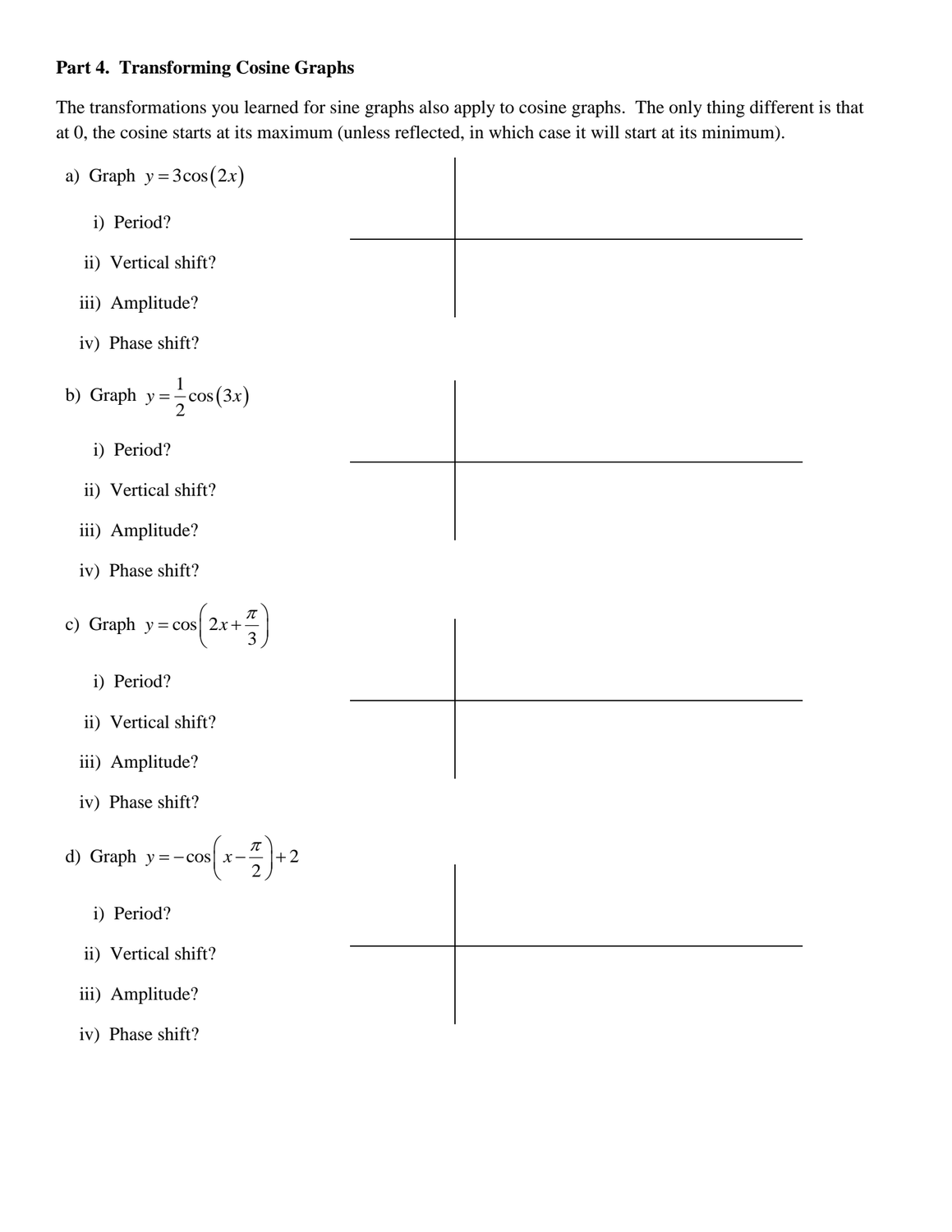**Part 4. Transforming Cosine Graphs**

The transformations you learned for sine graphs also apply to cosine graphs. The only thing different is that at 0, the cosine starts at its maximum (unless reflected, in which case it will start at its minimum).

a) Graph $y = 3\cos(2x)$

i) Period?

ii) Vertical shift?

iii) Amplitude?

iv) Phase shift?

b) Graph $y = \frac{1}{2}\cos(3x)$

i) Period?

ii) Vertical shift?

iii) Amplitude?

iv) Phase shift?

c) Graph $y = \cos\left(2x + \frac{\pi}{3}\right)$

i) Period?

ii) Vertical shift?

iii) Amplitude?

iv) Phase shift?

d) Graph $y = -\cos\left(x - \frac{\pi}{2}\right) + 2$

i) Period?

ii) Vertical shift?

iii) Amplitude?

iv) Phase shift?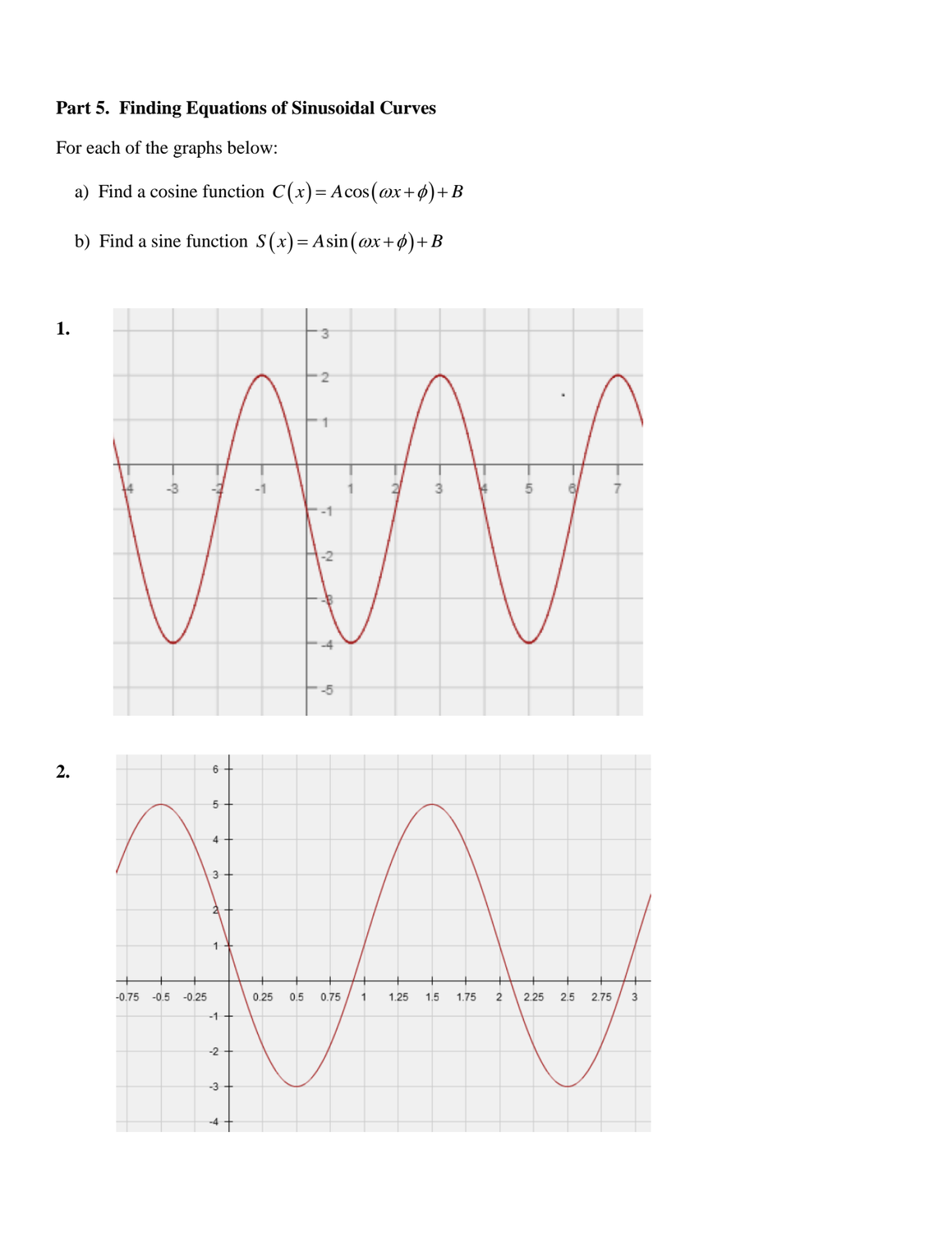**Part 5. Finding Equations of Sinusoidal Curves**

For each of the graphs below:

a) Find a cosine function $C(x) = A\cos(\omega x + \phi) + B$

b) Find a sine function $S(x) = A\sin(\omega x + \phi) + B$

**1.**

3
2
1
-4 -3 -2 -1 1 2 3 4 5 6 7
-1
-2
-3
-4
-5

**2.**

6
5
4
3
2
1
-0.75 -0.5 -0.25 0.25 0.5 0.75 1 1.25 1.5 1.75 2 2.25 2.5 2.75 3
-1
-2
-3
-4